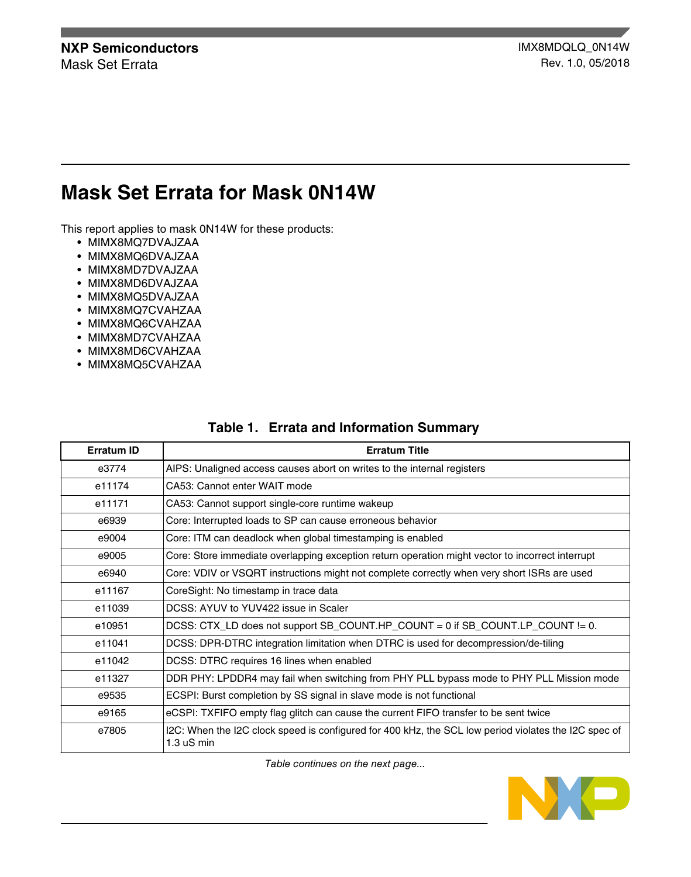**NXP Semiconductors**
Mask Set Errata

IMX8MDQLQ_0N14W
Rev. 1.0, 05/2018

# Mask Set Errata for Mask 0N14W

This report applies to mask 0N14W for these products:

- MIMX8MQ7DVAJZAA
- MIMX8MQ6DVAJZAA
- MIMX8MD7DVAJZAA
- MIMX8MD6DVAJZAA
- MIMX8MQ5DVAJZAA
- MIMX8MQ7CVAHZAA
- MIMX8MQ6CVAHZAA
- MIMX8MD7CVAHZAA
- MIMX8MD6CVAHZAA
- MIMX8MQ5CVAHZAA

**Table 1. Errata and Information Summary**

| Erratum ID | Erratum Title |
| --- | --- |
| e3774 | AIPS: Unaligned access causes abort on writes to the internal registers |
| e11174 | CA53: Cannot enter WAIT mode |
| e11171 | CA53: Cannot support single-core runtime wakeup |
| e6939 | Core: Interrupted loads to SP can cause erroneous behavior |
| e9004 | Core: ITM can deadlock when global timestamping is enabled |
| e9005 | Core: Store immediate overlapping exception return operation might vector to incorrect interrupt |
| e6940 | Core: VDIV or VSQRT instructions might not complete correctly when very short ISRs are used |
| e11167 | CoreSight: No timestamp in trace data |
| e11039 | DCSS: AYUV to YUV422 issue in Scaler |
| e10951 | DCSS: CTX_LD does not support SB_COUNT.HP_COUNT = 0 if SB_COUNT.LP_COUNT != 0. |
| e11041 | DCSS: DPR-DTRC integration limitation when DTRC is used for decompression/de-tiling |
| e11042 | DCSS: DTRC requires 16 lines when enabled |
| e11327 | DDR PHY: LPDDR4 may fail when switching from PHY PLL bypass mode to PHY PLL Mission mode |
| e9535 | ECSPI: Burst completion by SS signal in slave mode is not functional |
| e9165 | eCSPI: TXFIFO empty flag glitch can cause the current FIFO transfer to be sent twice |
| e7805 | I2C: When the I2C clock speed is configured for 400 kHz, the SCL low period violates the I2C spec of 1.3 uS min |

*Table continues on the next page...*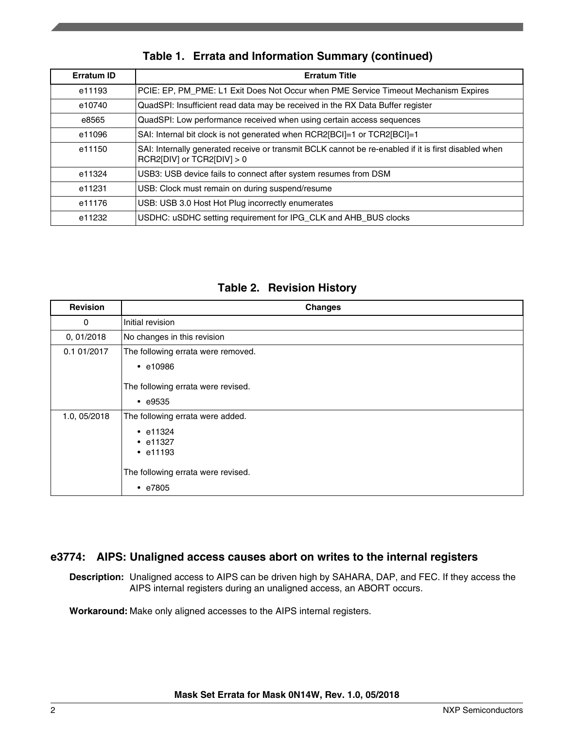**Table 1. Errata and Information Summary (continued)**

| Erratum ID | Erratum Title |
|---|---|
| e11193 | PCIE: EP, PM_PME: L1 Exit Does Not Occur when PME Service Timeout Mechanism Expires |
| e10740 | QuadSPI: Insufficient read data may be received in the RX Data Buffer register |
| e8565 | QuadSPI: Low performance received when using certain access sequences |
| e11096 | SAI: Internal bit clock is not generated when RCR2[BCI]=1 or TCR2[BCI]=1 |
| e11150 | SAI: Internally generated receive or transmit BCLK cannot be re-enabled if it is first disabled when RCR2[DIV] or TCR2[DIV] > 0 |
| e11324 | USB3: USB device fails to connect after system resumes from DSM |
| e11231 | USB: Clock must remain on during suspend/resume |
| e11176 | USB: USB 3.0 Host Hot Plug incorrectly enumerates |
| e11232 | USDHC: uSDHC setting requirement for IPG_CLK and AHB_BUS clocks |

**Table 2. Revision History**

| Revision | Changes |
|---|---|
| 0 | Initial revision |
| 0, 01/2018 | No changes in this revision |
| 0.1 01/2017 | The following errata were removed.<br>• e10986<br>The following errata were revised.<br>• e9535 |
| 1.0, 05/2018 | The following errata were added.<br>• e11324<br>• e11327<br>• e11193<br>The following errata were revised.<br>• e7805 |

## e3774: AIPS: Unaligned access causes abort on writes to the internal registers

**Description:** Unaligned access to AIPS can be driven high by SAHARA, DAP, and FEC. If they access the AIPS internal registers during an unaligned access, an ABORT occurs.

**Workaround:** Make only aligned accesses to the AIPS internal registers.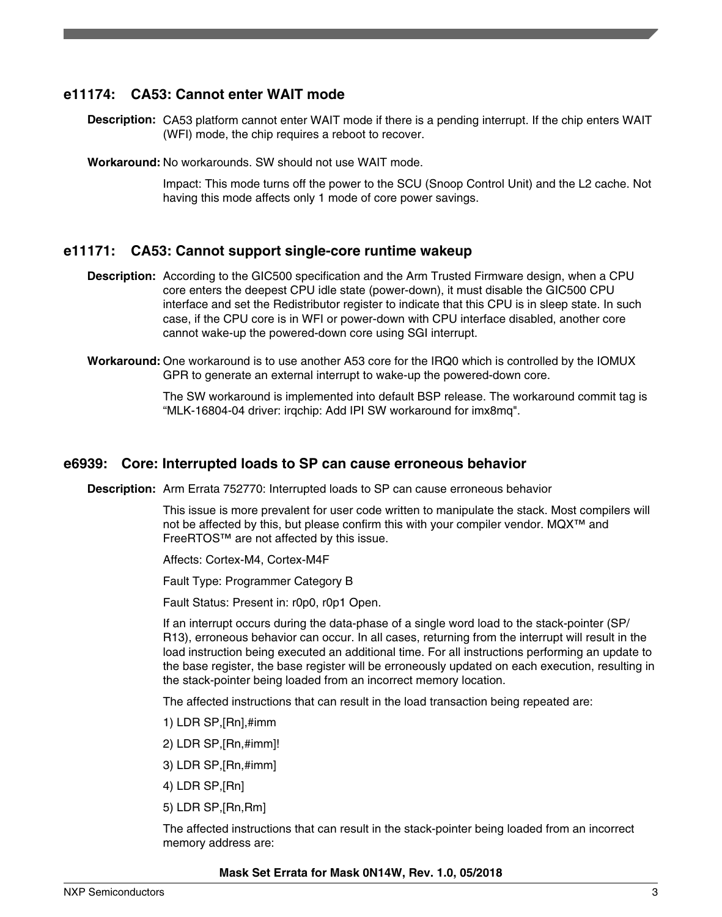## e11174: CA53: Cannot enter WAIT mode

**Description:** CA53 platform cannot enter WAIT mode if there is a pending interrupt. If the chip enters WAIT (WFI) mode, the chip requires a reboot to recover.

**Workaround:** No workarounds. SW should not use WAIT mode.

Impact: This mode turns off the power to the SCU (Snoop Control Unit) and the L2 cache. Not having this mode affects only 1 mode of core power savings.

## e11171: CA53: Cannot support single-core runtime wakeup

**Description:** According to the GIC500 specification and the Arm Trusted Firmware design, when a CPU core enters the deepest CPU idle state (power-down), it must disable the GIC500 CPU interface and set the Redistributor register to indicate that this CPU is in sleep state. In such case, if the CPU core is in WFI or power-down with CPU interface disabled, another core cannot wake-up the powered-down core using SGI interrupt.

**Workaround:** One workaround is to use another A53 core for the IRQ0 which is controlled by the IOMUX GPR to generate an external interrupt to wake-up the powered-down core.

The SW workaround is implemented into default BSP release. The workaround commit tag is “MLK-16804-04 driver: irqchip: Add IPI SW workaround for imx8mq".

## e6939: Core: Interrupted loads to SP can cause erroneous behavior

**Description:** Arm Errata 752770: Interrupted loads to SP can cause erroneous behavior

This issue is more prevalent for user code written to manipulate the stack. Most compilers will not be affected by this, but please confirm this with your compiler vendor. MQX™ and FreeRTOS™ are not affected by this issue.

Affects: Cortex-M4, Cortex-M4F

Fault Type: Programmer Category B

Fault Status: Present in: r0p0, r0p1 Open.

If an interrupt occurs during the data-phase of a single word load to the stack-pointer (SP/R13), erroneous behavior can occur. In all cases, returning from the interrupt will result in the load instruction being executed an additional time. For all instructions performing an update to the base register, the base register will be erroneously updated on each execution, resulting in the stack-pointer being loaded from an incorrect memory location.

The affected instructions that can result in the load transaction being repeated are:

1) LDR SP,[Rn],#imm

2) LDR SP,[Rn,#imm]!

3) LDR SP,[Rn,#imm]

4) LDR SP,[Rn]

5) LDR SP,[Rn,Rm]

The affected instructions that can result in the stack-pointer being loaded from an incorrect memory address are: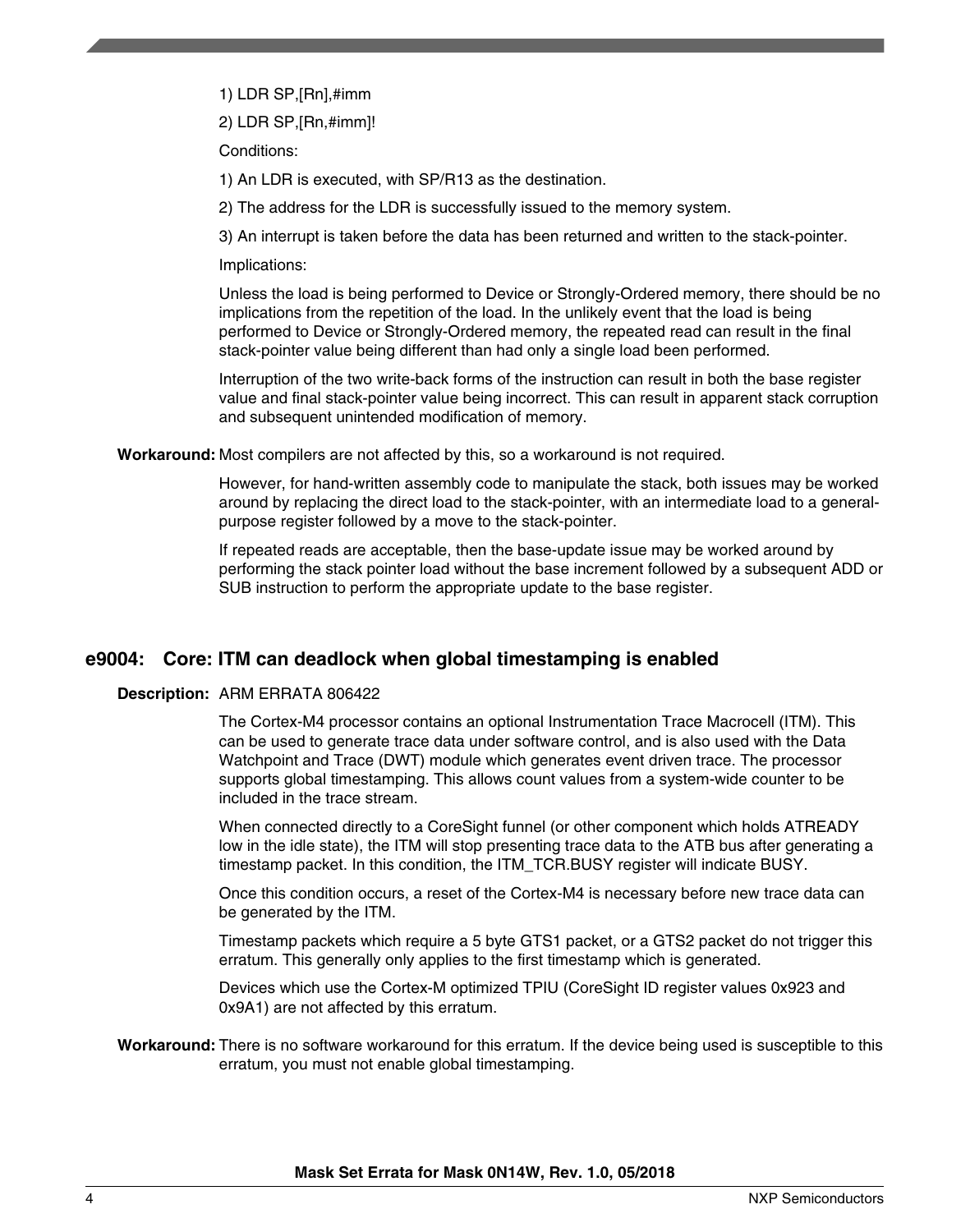1) LDR SP,[Rn],#imm

2) LDR SP,[Rn,#imm]!

Conditions:

1) An LDR is executed, with SP/R13 as the destination.

2) The address for the LDR is successfully issued to the memory system.

3) An interrupt is taken before the data has been returned and written to the stack-pointer.

Implications:

Unless the load is being performed to Device or Strongly-Ordered memory, there should be no implications from the repetition of the load. In the unlikely event that the load is being performed to Device or Strongly-Ordered memory, the repeated read can result in the final stack-pointer value being different than had only a single load been performed.

Interruption of the two write-back forms of the instruction can result in both the base register value and final stack-pointer value being incorrect. This can result in apparent stack corruption and subsequent unintended modification of memory.

**Workaround:** Most compilers are not affected by this, so a workaround is not required.

However, for hand-written assembly code to manipulate the stack, both issues may be worked around by replacing the direct load to the stack-pointer, with an intermediate load to a general-purpose register followed by a move to the stack-pointer.

If repeated reads are acceptable, then the base-update issue may be worked around by performing the stack pointer load without the base increment followed by a subsequent ADD or SUB instruction to perform the appropriate update to the base register.

## e9004: Core: ITM can deadlock when global timestamping is enabled

**Description:** ARM ERRATA 806422

The Cortex-M4 processor contains an optional Instrumentation Trace Macrocell (ITM). This can be used to generate trace data under software control, and is also used with the Data Watchpoint and Trace (DWT) module which generates event driven trace. The processor supports global timestamping. This allows count values from a system-wide counter to be included in the trace stream.

When connected directly to a CoreSight funnel (or other component which holds ATREADY low in the idle state), the ITM will stop presenting trace data to the ATB bus after generating a timestamp packet. In this condition, the ITM_TCR.BUSY register will indicate BUSY.

Once this condition occurs, a reset of the Cortex-M4 is necessary before new trace data can be generated by the ITM.

Timestamp packets which require a 5 byte GTS1 packet, or a GTS2 packet do not trigger this erratum. This generally only applies to the first timestamp which is generated.

Devices which use the Cortex-M optimized TPIU (CoreSight ID register values 0x923 and 0x9A1) are not affected by this erratum.

**Workaround:** There is no software workaround for this erratum. If the device being used is susceptible to this erratum, you must not enable global timestamping.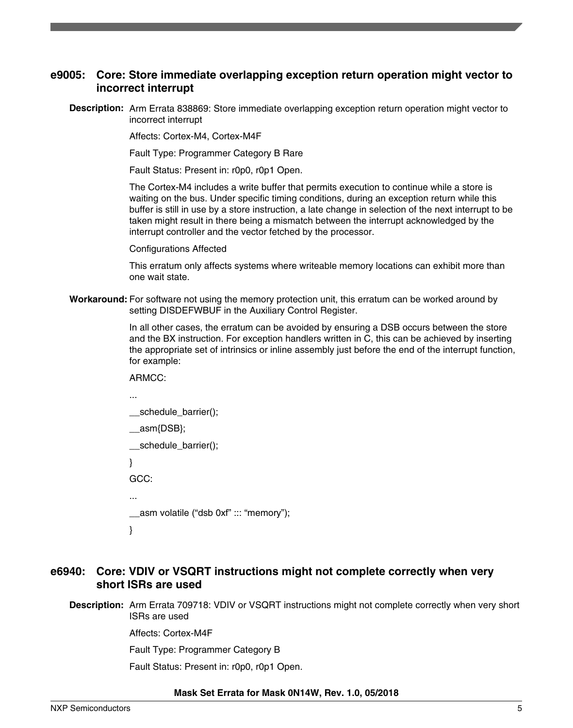## e9005: Core: Store immediate overlapping exception return operation might vector to incorrect interrupt

**Description:** Arm Errata 838869: Store immediate overlapping exception return operation might vector to incorrect interrupt

Affects: Cortex-M4, Cortex-M4F

Fault Type: Programmer Category B Rare

Fault Status: Present in: r0p0, r0p1 Open.

The Cortex-M4 includes a write buffer that permits execution to continue while a store is waiting on the bus. Under specific timing conditions, during an exception return while this buffer is still in use by a store instruction, a late change in selection of the next interrupt to be taken might result in there being a mismatch between the interrupt acknowledged by the interrupt controller and the vector fetched by the processor.

Configurations Affected

This erratum only affects systems where writeable memory locations can exhibit more than one wait state.

**Workaround:** For software not using the memory protection unit, this erratum can be worked around by setting DISDEFWBUF in the Auxiliary Control Register.

In all other cases, the erratum can be avoided by ensuring a DSB occurs between the store and the BX instruction. For exception handlers written in C, this can be achieved by inserting the appropriate set of intrinsics or inline assembly just before the end of the interrupt function, for example:

ARMCC:

```
...
__schedule_barrier();
__asm{DSB};
__schedule_barrier();
}
```

GCC:

```
...
__asm volatile (“dsb 0xf” ::: “memory”);
}
```

## e6940: Core: VDIV or VSQRT instructions might not complete correctly when very short ISRs are used

**Description:** Arm Errata 709718: VDIV or VSQRT instructions might not complete correctly when very short ISRs are used

Affects: Cortex-M4F

Fault Type: Programmer Category B

Fault Status: Present in: r0p0, r0p1 Open.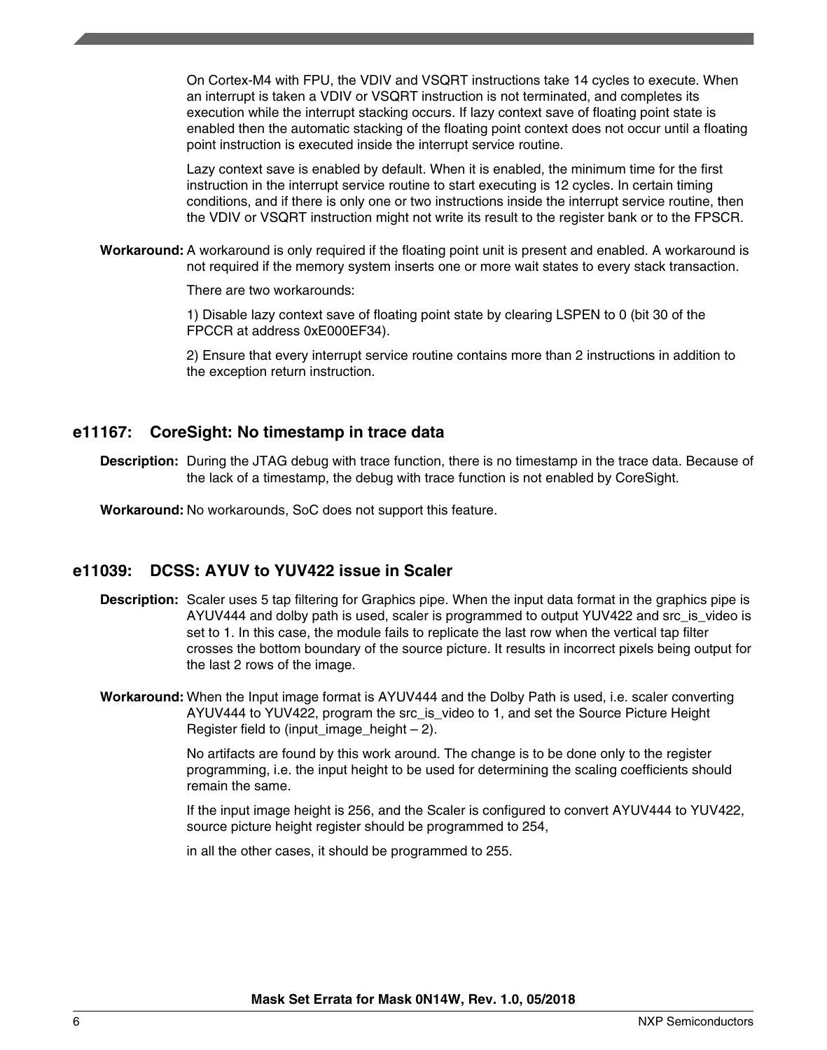On Cortex-M4 with FPU, the VDIV and VSQRT instructions take 14 cycles to execute. When an interrupt is taken a VDIV or VSQRT instruction is not terminated, and completes its execution while the interrupt stacking occurs. If lazy context save of floating point state is enabled then the automatic stacking of the floating point context does not occur until a floating point instruction is executed inside the interrupt service routine.

Lazy context save is enabled by default. When it is enabled, the minimum time for the first instruction in the interrupt service routine to start executing is 12 cycles. In certain timing conditions, and if there is only one or two instructions inside the interrupt service routine, then the VDIV or VSQRT instruction might not write its result to the register bank or to the FPSCR.

**Workaround:** A workaround is only required if the floating point unit is present and enabled. A workaround is not required if the memory system inserts one or more wait states to every stack transaction.

There are two workarounds:

1) Disable lazy context save of floating point state by clearing LSPEN to 0 (bit 30 of the FPCCR at address 0xE000EF34).

2) Ensure that every interrupt service routine contains more than 2 instructions in addition to the exception return instruction.

## e11167: CoreSight: No timestamp in trace data

**Description:** During the JTAG debug with trace function, there is no timestamp in the trace data. Because of the lack of a timestamp, the debug with trace function is not enabled by CoreSight.

**Workaround:** No workarounds, SoC does not support this feature.

## e11039: DCSS: AYUV to YUV422 issue in Scaler

**Description:** Scaler uses 5 tap filtering for Graphics pipe. When the input data format in the graphics pipe is AYUV444 and dolby path is used, scaler is programmed to output YUV422 and src_is_video is set to 1. In this case, the module fails to replicate the last row when the vertical tap filter crosses the bottom boundary of the source picture. It results in incorrect pixels being output for the last 2 rows of the image.

**Workaround:** When the Input image format is AYUV444 and the Dolby Path is used, i.e. scaler converting AYUV444 to YUV422, program the src_is_video to 1, and set the Source Picture Height Register field to (input_image_height – 2).

No artifacts are found by this work around. The change is to be done only to the register programming, i.e. the input height to be used for determining the scaling coefficients should remain the same.

If the input image height is 256, and the Scaler is configured to convert AYUV444 to YUV422, source picture height register should be programmed to 254,

in all the other cases, it should be programmed to 255.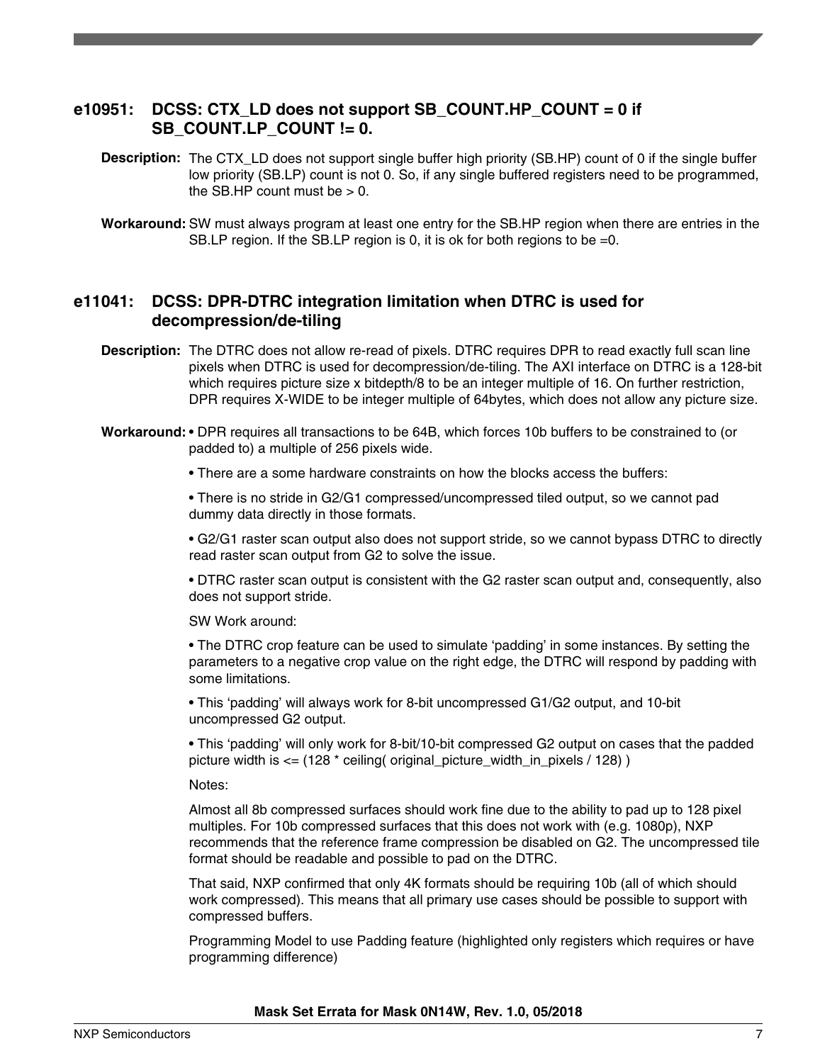## e10951: DCSS: CTX_LD does not support SB_COUNT.HP_COUNT = 0 if SB_COUNT.LP_COUNT != 0.

**Description:** The CTX_LD does not support single buffer high priority (SB.HP) count of 0 if the single buffer low priority (SB.LP) count is not 0. So, if any single buffered registers need to be programmed, the SB.HP count must be > 0.

**Workaround:** SW must always program at least one entry for the SB.HP region when there are entries in the SB.LP region. If the SB.LP region is 0, it is ok for both regions to be =0.

## e11041: DCSS: DPR-DTRC integration limitation when DTRC is used for decompression/de-tiling

**Description:** The DTRC does not allow re-read of pixels. DTRC requires DPR to read exactly full scan line pixels when DTRC is used for decompression/de-tiling. The AXI interface on DTRC is a 128-bit which requires picture size x bitdepth/8 to be an integer multiple of 16. On further restriction, DPR requires X-WIDE to be integer multiple of 64bytes, which does not allow any picture size.

**Workaround:**

- DPR requires all transactions to be 64B, which forces 10b buffers to be constrained to (or padded to) a multiple of 256 pixels wide.
- There are a some hardware constraints on how the blocks access the buffers:
- There is no stride in G2/G1 compressed/uncompressed tiled output, so we cannot pad dummy data directly in those formats.
- G2/G1 raster scan output also does not support stride, so we cannot bypass DTRC to directly read raster scan output from G2 to solve the issue.
- DTRC raster scan output is consistent with the G2 raster scan output and, consequently, also does not support stride.

SW Work around:

- The DTRC crop feature can be used to simulate ‘padding’ in some instances. By setting the parameters to a negative crop value on the right edge, the DTRC will respond by padding with some limitations.
- This ‘padding’ will always work for 8-bit uncompressed G1/G2 output, and 10-bit uncompressed G2 output.
- This ‘padding’ will only work for 8-bit/10-bit compressed G2 output on cases that the padded picture width is <= (128 * ceiling( original_picture_width_in_pixels / 128) )

Notes:

Almost all 8b compressed surfaces should work fine due to the ability to pad up to 128 pixel multiples. For 10b compressed surfaces that this does not work with (e.g. 1080p), NXP recommends that the reference frame compression be disabled on G2. The uncompressed tile format should be readable and possible to pad on the DTRC.

That said, NXP confirmed that only 4K formats should be requiring 10b (all of which should work compressed). This means that all primary use cases should be possible to support with compressed buffers.

Programming Model to use Padding feature (highlighted only registers which requires or have programming difference)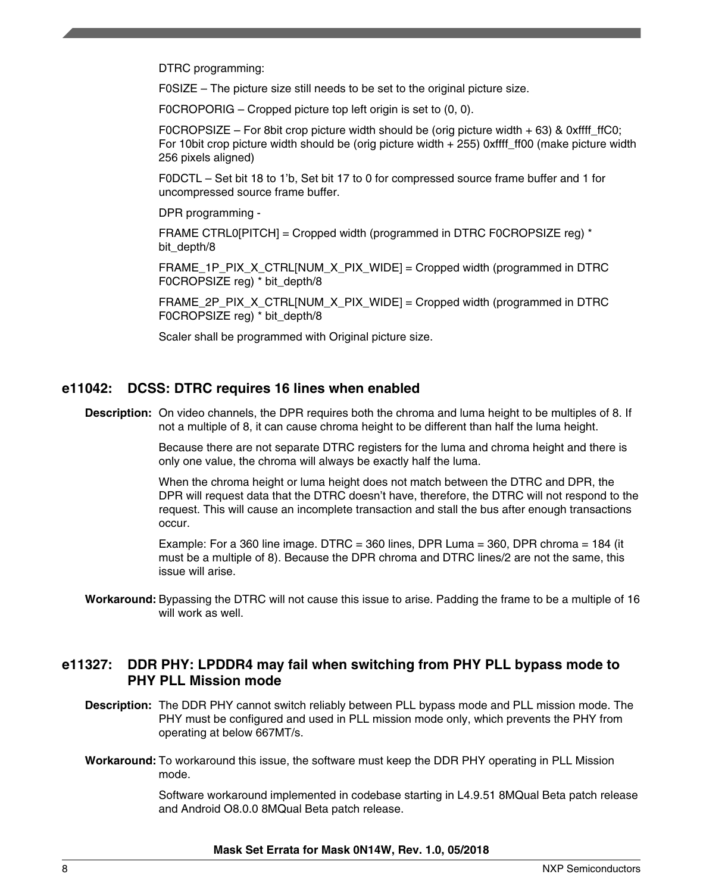DTRC programming:

F0SIZE – The picture size still needs to be set to the original picture size.

F0CROPORIG – Cropped picture top left origin is set to (0, 0).

F0CROPSIZE – For 8bit crop picture width should be (orig picture width + 63) & 0xffff_ffC0; For 10bit crop picture width should be (orig picture width + 255) 0xffff_ff00 (make picture width 256 pixels aligned)

F0DCTL – Set bit 18 to 1'b, Set bit 17 to 0 for compressed source frame buffer and 1 for uncompressed source frame buffer.

DPR programming -

FRAME CTRL0[PITCH] = Cropped width (programmed in DTRC F0CROPSIZE reg) * bit_depth/8

FRAME_1P_PIX_X_CTRL[NUM_X_PIX_WIDE] = Cropped width (programmed in DTRC F0CROPSIZE reg) * bit_depth/8

FRAME_2P_PIX_X_CTRL[NUM_X_PIX_WIDE] = Cropped width (programmed in DTRC F0CROPSIZE reg) * bit_depth/8

Scaler shall be programmed with Original picture size.

## e11042: DCSS: DTRC requires 16 lines when enabled

**Description:** On video channels, the DPR requires both the chroma and luma height to be multiples of 8. If not a multiple of 8, it can cause chroma height to be different than half the luma height.

Because there are not separate DTRC registers for the luma and chroma height and there is only one value, the chroma will always be exactly half the luma.

When the chroma height or luma height does not match between the DTRC and DPR, the DPR will request data that the DTRC doesn't have, therefore, the DTRC will not respond to the request. This will cause an incomplete transaction and stall the bus after enough transactions occur.

Example: For a 360 line image. DTRC = 360 lines, DPR Luma = 360, DPR chroma = 184 (it must be a multiple of 8). Because the DPR chroma and DTRC lines/2 are not the same, this issue will arise.

**Workaround:** Bypassing the DTRC will not cause this issue to arise. Padding the frame to be a multiple of 16 will work as well.

## e11327: DDR PHY: LPDDR4 may fail when switching from PHY PLL bypass mode to PHY PLL Mission mode

**Description:** The DDR PHY cannot switch reliably between PLL bypass mode and PLL mission mode. The PHY must be configured and used in PLL mission mode only, which prevents the PHY from operating at below 667MT/s.

**Workaround:** To workaround this issue, the software must keep the DDR PHY operating in PLL Mission mode.

Software workaround implemented in codebase starting in L4.9.51 8MQual Beta patch release and Android O8.0.0 8MQual Beta patch release.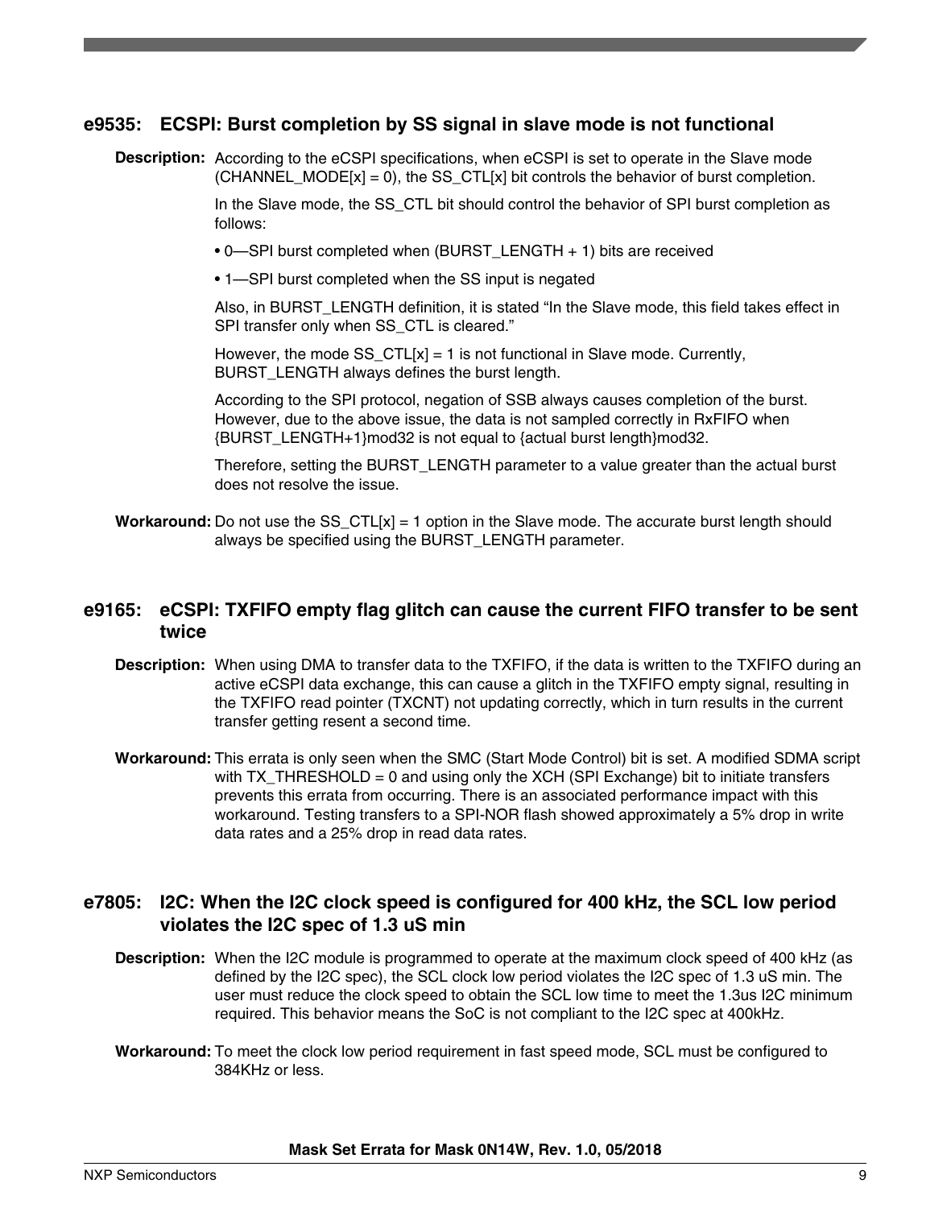## e9535: ECSPI: Burst completion by SS signal in slave mode is not functional

**Description:** According to the eCSPI specifications, when eCSPI is set to operate in the Slave mode (CHANNEL_MODE[x] = 0), the SS_CTL[x] bit controls the behavior of burst completion.

In the Slave mode, the SS_CTL bit should control the behavior of SPI burst completion as follows:

- 0—SPI burst completed when (BURST_LENGTH + 1) bits are received
- 1—SPI burst completed when the SS input is negated

Also, in BURST_LENGTH definition, it is stated “In the Slave mode, this field takes effect in SPI transfer only when SS_CTL is cleared.”

However, the mode SS_CTL[x] = 1 is not functional in Slave mode. Currently, BURST_LENGTH always defines the burst length.

According to the SPI protocol, negation of SSB always causes completion of the burst. However, due to the above issue, the data is not sampled correctly in RxFIFO when {BURST_LENGTH+1}mod32 is not equal to {actual burst length}mod32.

Therefore, setting the BURST_LENGTH parameter to a value greater than the actual burst does not resolve the issue.

**Workaround:** Do not use the SS_CTL[x] = 1 option in the Slave mode. The accurate burst length should always be specified using the BURST_LENGTH parameter.

## e9165: eCSPI: TXFIFO empty flag glitch can cause the current FIFO transfer to be sent twice

**Description:** When using DMA to transfer data to the TXFIFO, if the data is written to the TXFIFO during an active eCSPI data exchange, this can cause a glitch in the TXFIFO empty signal, resulting in the TXFIFO read pointer (TXCNT) not updating correctly, which in turn results in the current transfer getting resent a second time.

**Workaround:** This errata is only seen when the SMC (Start Mode Control) bit is set. A modified SDMA script with TX_THRESHOLD = 0 and using only the XCH (SPI Exchange) bit to initiate transfers prevents this errata from occurring. There is an associated performance impact with this workaround. Testing transfers to a SPI-NOR flash showed approximately a 5% drop in write data rates and a 25% drop in read data rates.

## e7805: I2C: When the I2C clock speed is configured for 400 kHz, the SCL low period violates the I2C spec of 1.3 uS min

**Description:** When the I2C module is programmed to operate at the maximum clock speed of 400 kHz (as defined by the I2C spec), the SCL clock low period violates the I2C spec of 1.3 uS min. The user must reduce the clock speed to obtain the SCL low time to meet the 1.3us I2C minimum required. This behavior means the SoC is not compliant to the I2C spec at 400kHz.

**Workaround:** To meet the clock low period requirement in fast speed mode, SCL must be configured to 384KHz or less.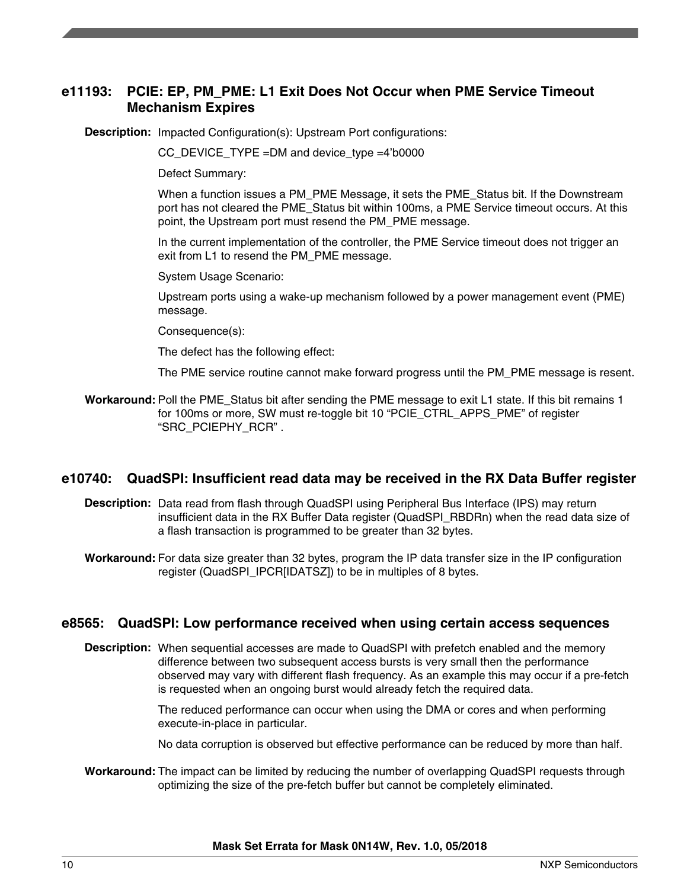## e11193: PCIE: EP, PM_PME: L1 Exit Does Not Occur when PME Service Timeout Mechanism Expires

**Description:** Impacted Configuration(s): Upstream Port configurations:

CC_DEVICE_TYPE =DM and device_type =4'b0000

Defect Summary:

When a function issues a PM_PME Message, it sets the PME_Status bit. If the Downstream port has not cleared the PME_Status bit within 100ms, a PME Service timeout occurs. At this point, the Upstream port must resend the PM_PME message.

In the current implementation of the controller, the PME Service timeout does not trigger an exit from L1 to resend the PM_PME message.

System Usage Scenario:

Upstream ports using a wake-up mechanism followed by a power management event (PME) message.

Consequence(s):

The defect has the following effect:

The PME service routine cannot make forward progress until the PM_PME message is resent.

**Workaround:** Poll the PME_Status bit after sending the PME message to exit L1 state. If this bit remains 1 for 100ms or more, SW must re-toggle bit 10 "PCIE_CTRL_APPS_PME" of register "SRC_PCIEPHY_RCR" .

## e10740: QuadSPI: Insufficient read data may be received in the RX Data Buffer register

**Description:** Data read from flash through QuadSPI using Peripheral Bus Interface (IPS) may return insufficient data in the RX Buffer Data register (QuadSPI_RBDRn) when the read data size of a flash transaction is programmed to be greater than 32 bytes.

**Workaround:** For data size greater than 32 bytes, program the IP data transfer size in the IP configuration register (QuadSPI_IPCR[IDATSZ]) to be in multiples of 8 bytes.

## e8565: QuadSPI: Low performance received when using certain access sequences

**Description:** When sequential accesses are made to QuadSPI with prefetch enabled and the memory difference between two subsequent access bursts is very small then the performance observed may vary with different flash frequency. As an example this may occur if a pre-fetch is requested when an ongoing burst would already fetch the required data.

The reduced performance can occur when using the DMA or cores and when performing execute-in-place in particular.

No data corruption is observed but effective performance can be reduced by more than half.

**Workaround:** The impact can be limited by reducing the number of overlapping QuadSPI requests through optimizing the size of the pre-fetch buffer but cannot be completely eliminated.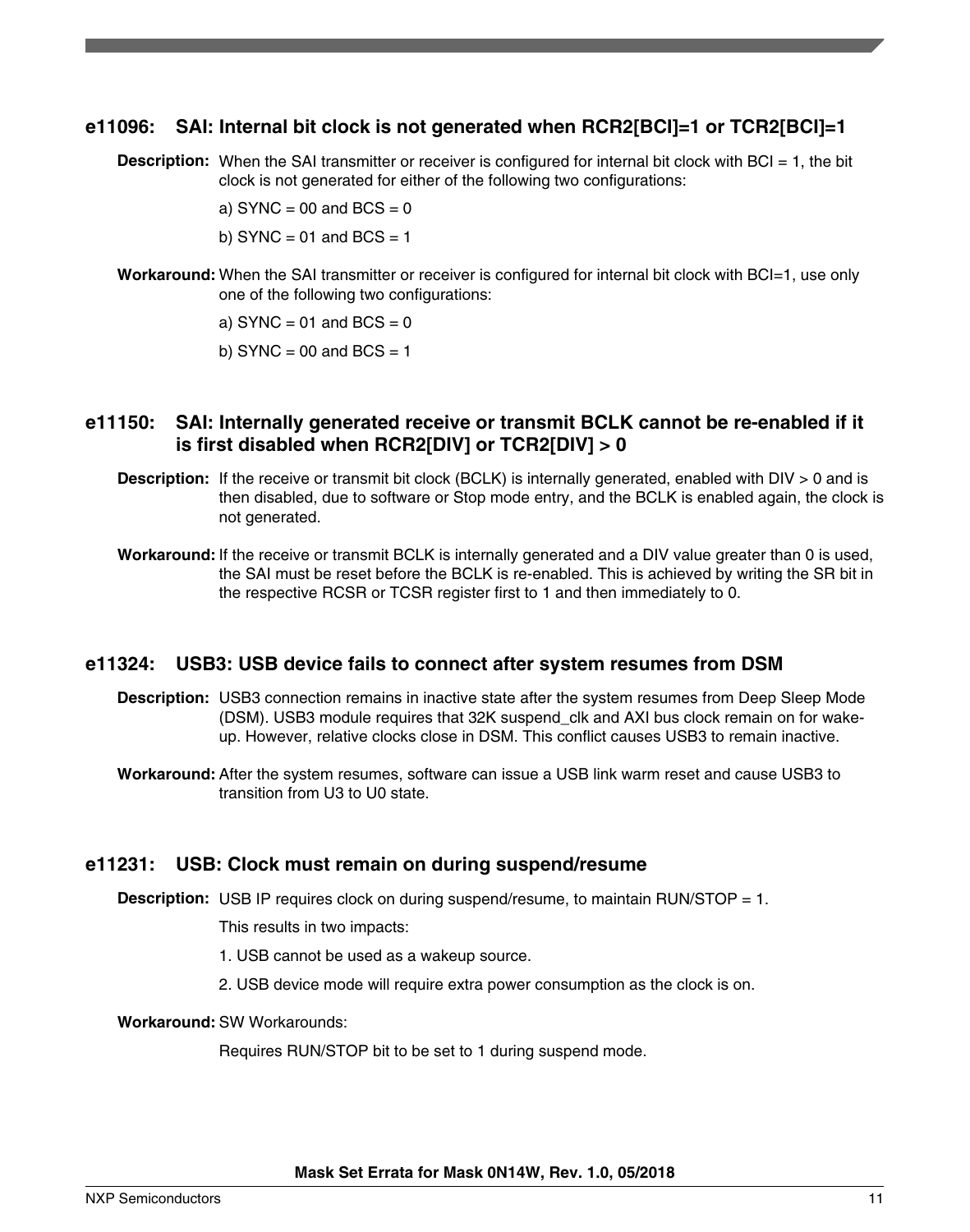### e11096: SAI: Internal bit clock is not generated when RCR2[BCI]=1 or TCR2[BCI]=1

**Description:** When the SAI transmitter or receiver is configured for internal bit clock with BCI = 1, the bit clock is not generated for either of the following two configurations:

a) SYNC = 00 and BCS = 0

b) SYNC = 01 and BCS = 1

**Workaround:** When the SAI transmitter or receiver is configured for internal bit clock with BCI=1, use only one of the following two configurations:

a) SYNC = 01 and BCS = 0

b) SYNC = 00 and BCS = 1

### e11150: SAI: Internally generated receive or transmit BCLK cannot be re-enabled if it is first disabled when RCR2[DIV] or TCR2[DIV] > 0

**Description:** If the receive or transmit bit clock (BCLK) is internally generated, enabled with DIV > 0 and is then disabled, due to software or Stop mode entry, and the BCLK is enabled again, the clock is not generated.

**Workaround:** If the receive or transmit BCLK is internally generated and a DIV value greater than 0 is used, the SAI must be reset before the BCLK is re-enabled. This is achieved by writing the SR bit in the respective RCSR or TCSR register first to 1 and then immediately to 0.

### e11324: USB3: USB device fails to connect after system resumes from DSM

**Description:** USB3 connection remains in inactive state after the system resumes from Deep Sleep Mode (DSM). USB3 module requires that 32K suspend_clk and AXI bus clock remain on for wake-up. However, relative clocks close in DSM. This conflict causes USB3 to remain inactive.

**Workaround:** After the system resumes, software can issue a USB link warm reset and cause USB3 to transition from U3 to U0 state.

### e11231: USB: Clock must remain on during suspend/resume

**Description:** USB IP requires clock on during suspend/resume, to maintain RUN/STOP = 1.

This results in two impacts:

1. USB cannot be used as a wakeup source.
2. USB device mode will require extra power consumption as the clock is on.

**Workaround:** SW Workarounds:

Requires RUN/STOP bit to be set to 1 during suspend mode.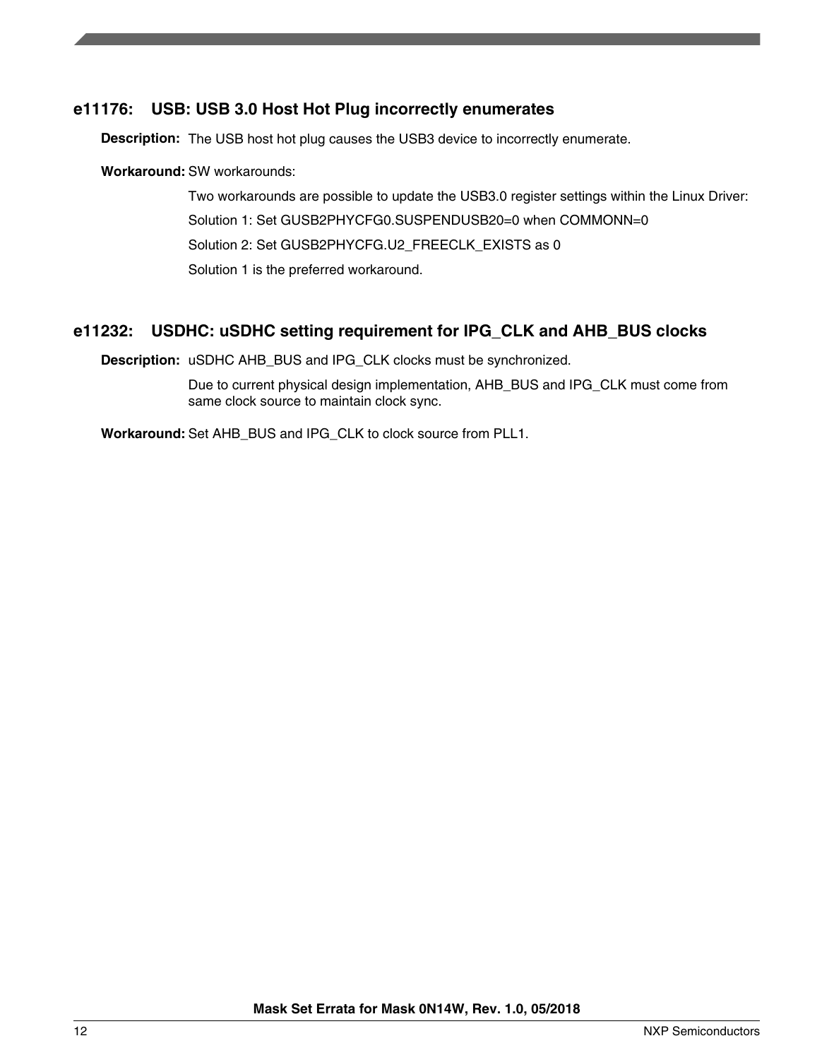## e11176: USB: USB 3.0 Host Hot Plug incorrectly enumerates

**Description:** The USB host hot plug causes the USB3 device to incorrectly enumerate.

**Workaround:** SW workarounds:

Two workarounds are possible to update the USB3.0 register settings within the Linux Driver:

Solution 1: Set GUSB2PHYCFG0.SUSPENDUSB20=0 when COMMONN=0

Solution 2: Set GUSB2PHYCFG.U2_FREECLK_EXISTS as 0

Solution 1 is the preferred workaround.

## e11232: USDHC: uSDHC setting requirement for IPG_CLK and AHB_BUS clocks

**Description:** uSDHC AHB_BUS and IPG_CLK clocks must be synchronized.

Due to current physical design implementation, AHB_BUS and IPG_CLK must come from same clock source to maintain clock sync.

**Workaround:** Set AHB_BUS and IPG_CLK to clock source from PLL1.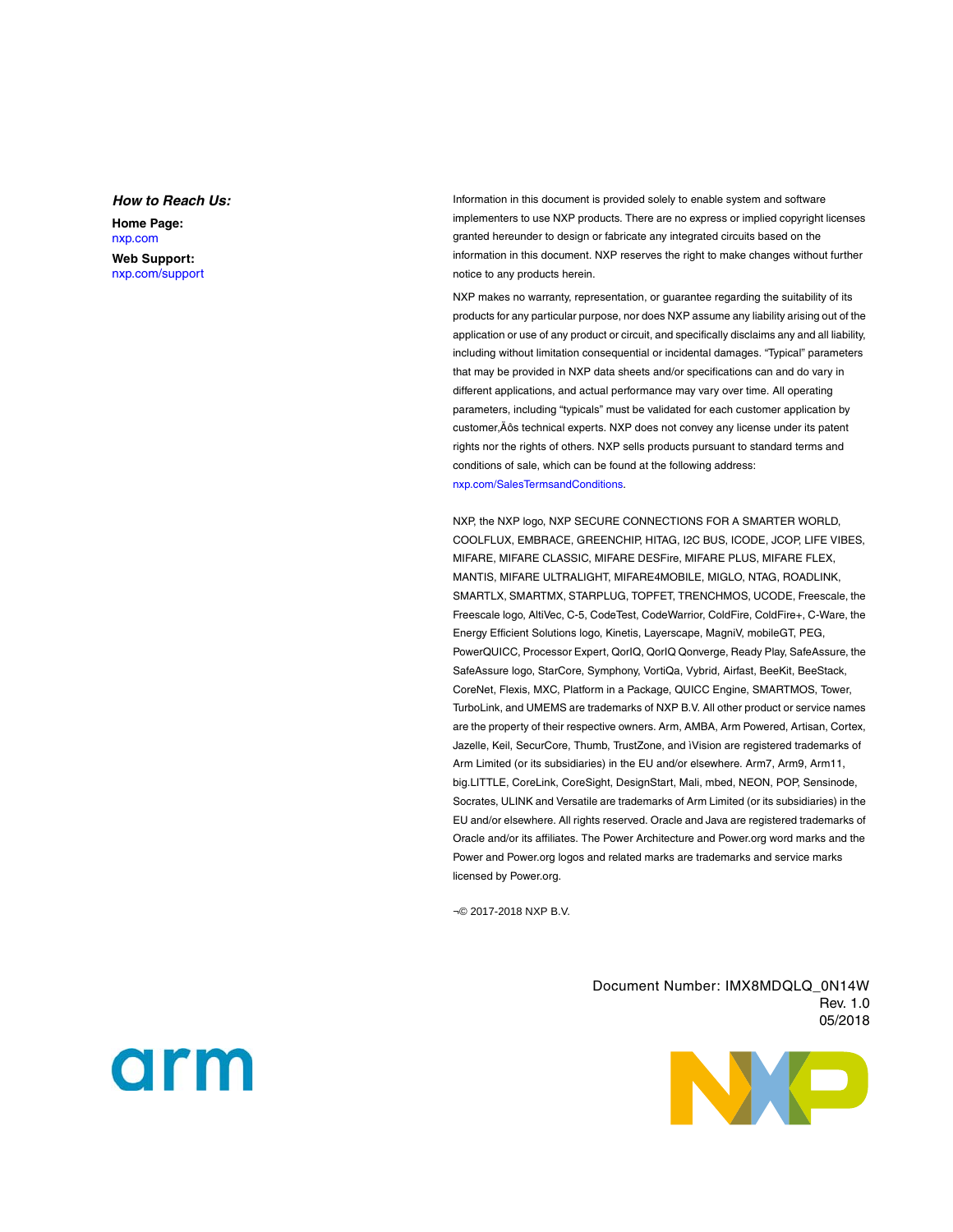***How to Reach Us:***

**Home Page:**
nxp.com

**Web Support:**
nxp.com/support

Information in this document is provided solely to enable system and software implementers to use NXP products. There are no express or implied copyright licenses granted hereunder to design or fabricate any integrated circuits based on the information in this document. NXP reserves the right to make changes without further notice to any products herein.

NXP makes no warranty, representation, or guarantee regarding the suitability of its products for any particular purpose, nor does NXP assume any liability arising out of the application or use of any product or circuit, and specifically disclaims any and all liability, including without limitation consequential or incidental damages. “Typical” parameters that may be provided in NXP data sheets and/or specifications can and do vary in different applications, and actual performance may vary over time. All operating parameters, including “typicals” must be validated for each customer application by customer‚Äôs technical experts. NXP does not convey any license under its patent rights nor the rights of others. NXP sells products pursuant to standard terms and conditions of sale, which can be found at the following address: nxp.com/SalesTermsandConditions.

NXP, the NXP logo, NXP SECURE CONNECTIONS FOR A SMARTER WORLD, COOLFLUX, EMBRACE, GREENCHIP, HITAG, I2C BUS, ICODE, JCOP, LIFE VIBES, MIFARE, MIFARE CLASSIC, MIFARE DESFire, MIFARE PLUS, MIFARE FLEX, MANTIS, MIFARE ULTRALIGHT, MIFARE4MOBILE, MIGLO, NTAG, ROADLINK, SMARTLX, SMARTMX, STARPLUG, TOPFET, TRENCHMOS, UCODE, Freescale, the Freescale logo, AltiVec, C-5, CodeTest, CodeWarrior, ColdFire, ColdFire+, C-Ware, the Energy Efficient Solutions logo, Kinetis, Layerscape, MagniV, mobileGT, PEG, PowerQUICC, Processor Expert, QorIQ, QorIQ Qonverge, Ready Play, SafeAssure, the SafeAssure logo, StarCore, Symphony, VortiQa, Vybrid, Airfast, BeeKit, BeeStack, CoreNet, Flexis, MXC, Platform in a Package, QUICC Engine, SMARTMOS, Tower, TurboLink, and UMEMS are trademarks of NXP B.V. All other product or service names are the property of their respective owners. Arm, AMBA, Arm Powered, Artisan, Cortex, Jazelle, Keil, SecurCore, Thumb, TrustZone, and ìVision are registered trademarks of Arm Limited (or its subsidiaries) in the EU and/or elsewhere. Arm7, Arm9, Arm11, big.LITTLE, CoreLink, CoreSight, DesignStart, Mali, mbed, NEON, POP, Sensinode, Socrates, ULINK and Versatile are trademarks of Arm Limited (or its subsidiaries) in the EU and/or elsewhere. All rights reserved. Oracle and Java are registered trademarks of Oracle and/or its affiliates. The Power Architecture and Power.org word marks and the Power and Power.org logos and related marks are trademarks and service marks licensed by Power.org.

¬© 2017-2018 NXP B.V.

Document Number: IMX8MDQLQ_0N14W
Rev. 1.0
05/2018